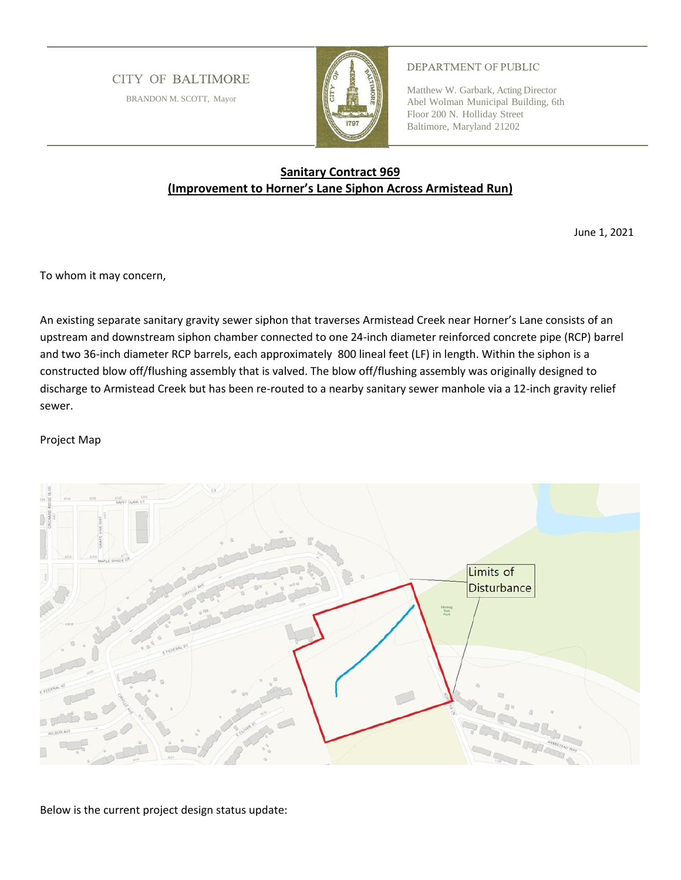CITY OF BALTIMORE

BRANDON M. SCOTT, Mayor

DEPARTMENT OF PUBLIC

Matthew W. Garbark, Acting Director
Abel Wolman Municipal Building, 6th
Floor 200 N. Holliday Street
Baltimore, Maryland 21202

## Sanitary Contract 969
## (Improvement to Horner's Lane Siphon Across Armistead Run)

June 1, 2021

To whom it may concern,

An existing separate sanitary gravity sewer siphon that traverses Armistead Creek near Horner's Lane consists of an upstream and downstream siphon chamber connected to one 24-inch diameter reinforced concrete pipe (RCP) barrel and two 36-inch diameter RCP barrels, each approximately 800 lineal feet (LF) in length. Within the siphon is a constructed blow off/flushing assembly that is valved. The blow off/flushing assembly was originally designed to discharge to Armistead Creek but has been re-routed to a nearby sanitary sewer manhole via a 12-inch gravity relief sewer.

Project Map

Limits of Disturbance

Below is the current project design status update: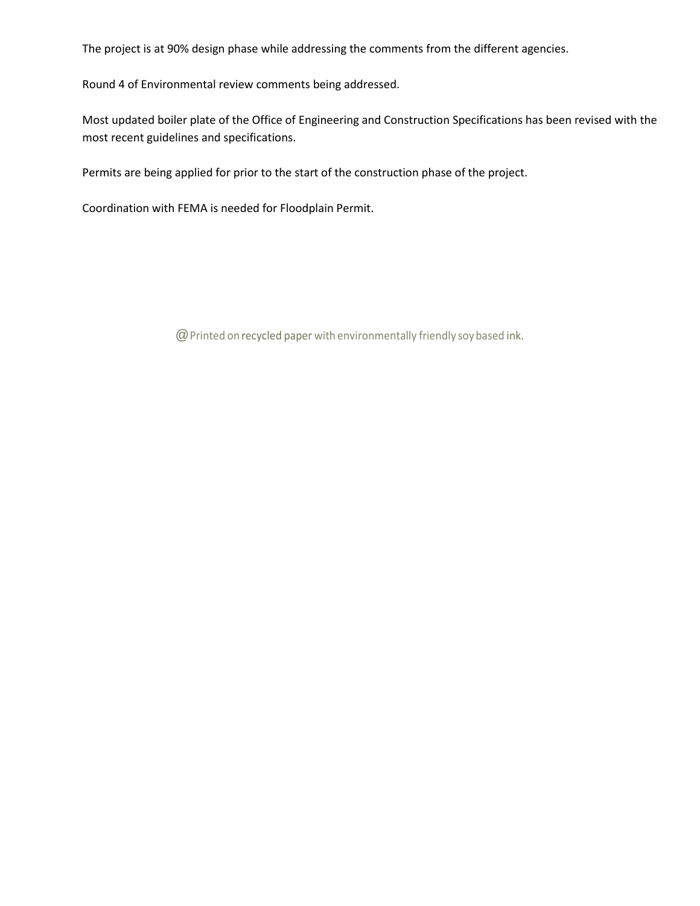The project is at 90% design phase while addressing the comments from the different agencies.

Round 4 of Environmental review comments being addressed.

Most updated boiler plate of the Office of Engineering and Construction Specifications has been revised with the most recent guidelines and specifications.

Permits are being applied for prior to the start of the construction phase of the project.

Coordination with FEMA is needed for Floodplain Permit.

@ Printed on recycled paper with environmentally friendly soy based ink.